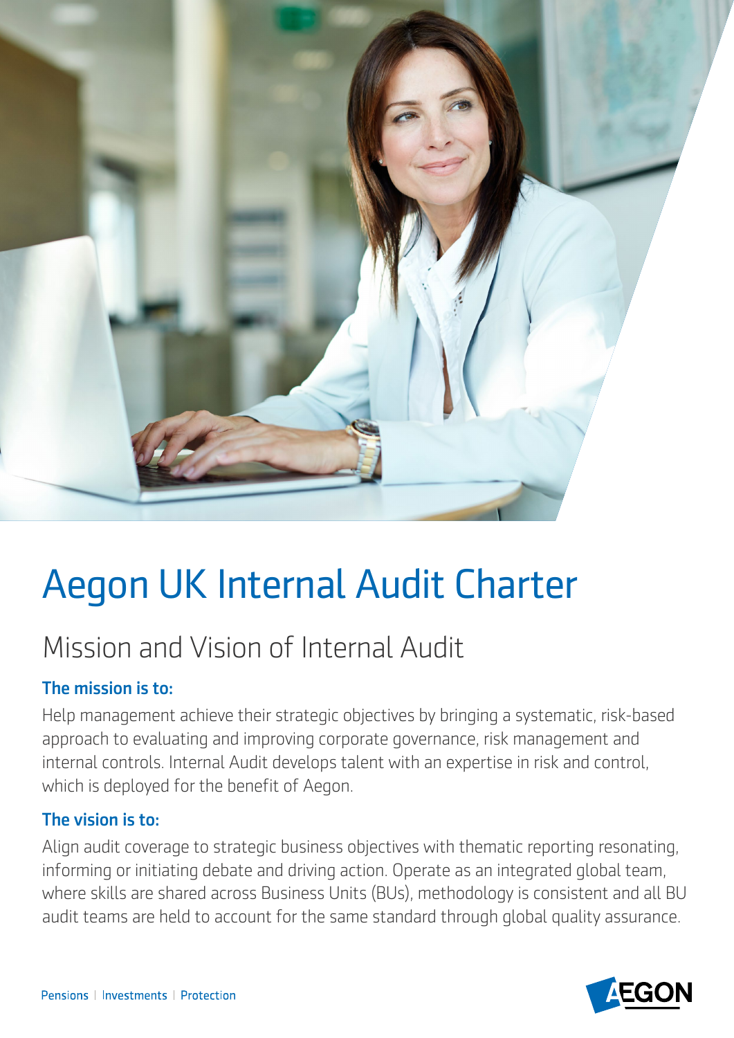# Aegon UK Internal Audit Charter

## Mission and Vision of Internal Audit

### The mission is to:

Help management achieve their strategic objectives by bringing a systematic, risk-based approach to evaluating and improving corporate governance, risk management and internal controls. Internal Audit develops talent with an expertise in risk and control, which is deployed for the benefit of Aegon.

### The vision is to:

Align audit coverage to strategic business objectives with thematic reporting resonating, informing or initiating debate and driving action. Operate as an integrated global team, where skills are shared across Business Units (BUs), methodology is consistent and all BU audit teams are held to account for the same standard through global quality assurance.

Pensions | Investments | Protection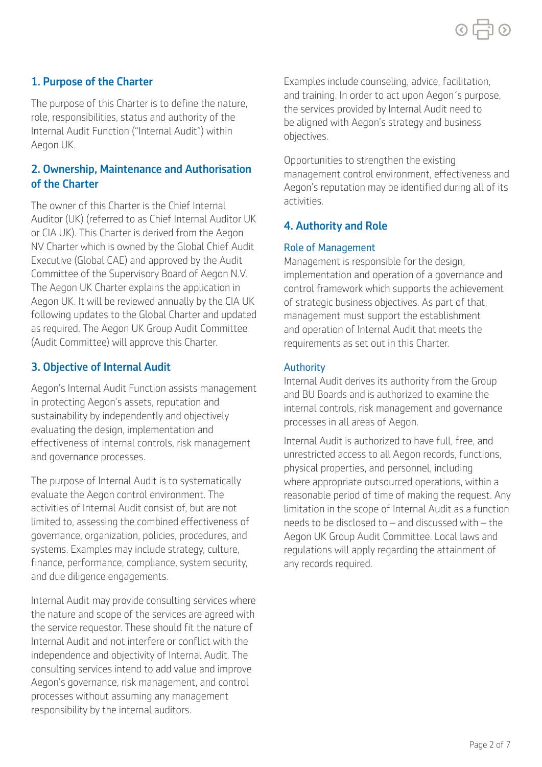## 1. Purpose of the Charter

The purpose of this Charter is to define the nature, role, responsibilities, status and authority of the Internal Audit Function ("Internal Audit") within Aegon UK.

## 2. Ownership, Maintenance and Authorisation of the Charter

The owner of this Charter is the Chief Internal Auditor (UK) (referred to as Chief Internal Auditor UK or CIA UK). This Charter is derived from the Aegon NV Charter which is owned by the Global Chief Audit Executive (Global CAE) and approved by the Audit Committee of the Supervisory Board of Aegon N.V. The Aegon UK Charter explains the application in Aegon UK. It will be reviewed annually by the CIA UK following updates to the Global Charter and updated as required. The Aegon UK Group Audit Committee (Audit Committee) will approve this Charter.

## 3. Objective of Internal Audit

Aegon's Internal Audit Function assists management in protecting Aegon's assets, reputation and sustainability by independently and objectively evaluating the design, implementation and effectiveness of internal controls, risk management and governance processes.

The purpose of Internal Audit is to systematically evaluate the Aegon control environment. The activities of Internal Audit consist of, but are not limited to, assessing the combined effectiveness of governance, organization, policies, procedures, and systems. Examples may include strategy, culture, finance, performance, compliance, system security, and due diligence engagements.

Internal Audit may provide consulting services where the nature and scope of the services are agreed with the service requestor. These should fit the nature of Internal Audit and not interfere or conflict with the independence and objectivity of Internal Audit. The consulting services intend to add value and improve Aegon's governance, risk management, and control processes without assuming any management responsibility by the internal auditors. Examples include counseling, advice, facilitation, and training. In order to act upon Aegon´s purpose, the services provided by Internal Audit need to be aligned with Aegon's strategy and business objectives.

Opportunities to strengthen the existing management control environment, effectiveness and Aegon's reputation may be identified during all of its activities.

## 4. Authority and Role

### Role of Management

Management is responsible for the design, implementation and operation of a governance and control framework which supports the achievement of strategic business objectives. As part of that, management must support the establishment and operation of Internal Audit that meets the requirements as set out in this Charter.

### Authority

Internal Audit derives its authority from the Group and BU Boards and is authorized to examine the internal controls, risk management and governance processes in all areas of Aegon.

Internal Audit is authorized to have full, free, and unrestricted access to all Aegon records, functions, physical properties, and personnel, including where appropriate outsourced operations, within a reasonable period of time of making the request. Any limitation in the scope of Internal Audit as a function needs to be disclosed to – and discussed with – the Aegon UK Group Audit Committee. Local laws and regulations will apply regarding the attainment of any records required.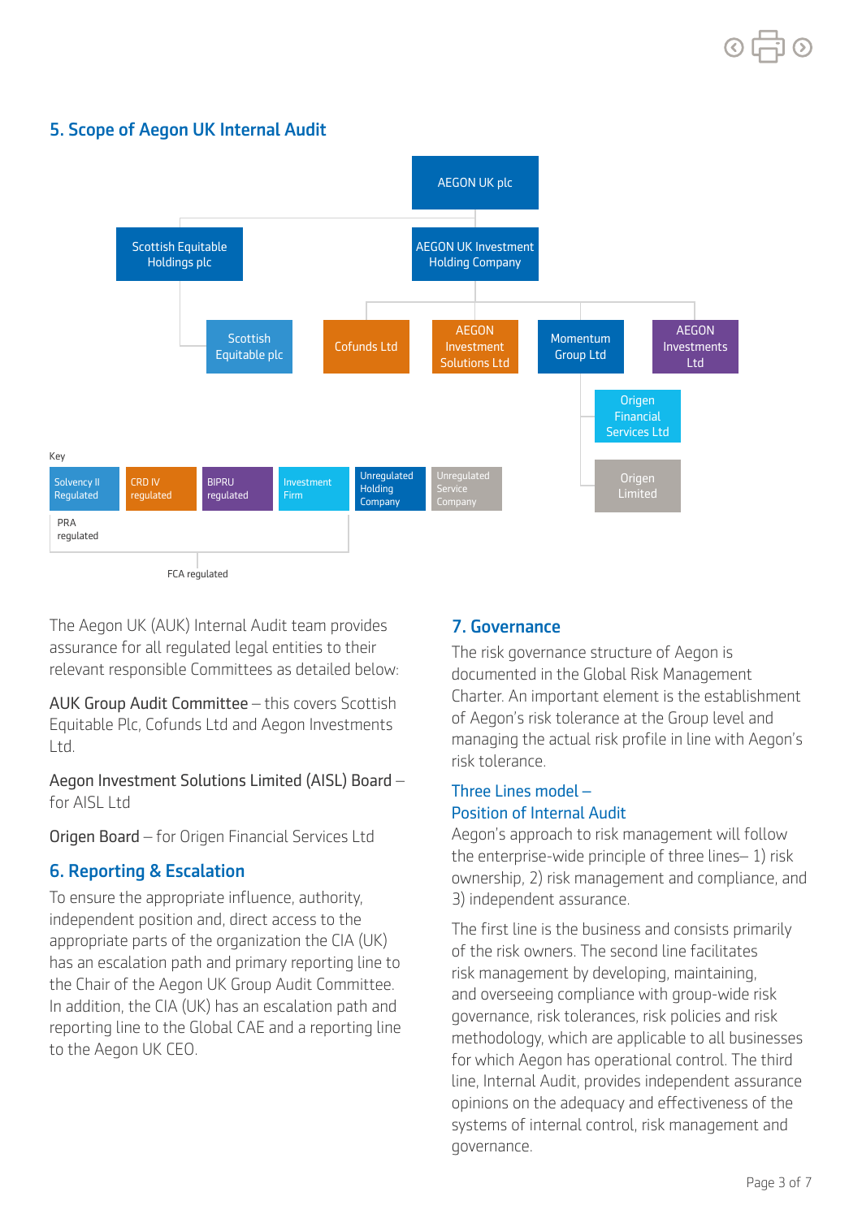## 5. Scope of Aegon UK Internal Audit

AEGON UK plc

Scottish Equitable Holdings plc

AEGON UK Investment Holding Company

Scottish Equitable plc

Cofunds Ltd

AEGON Investment Solutions Ltd

Momentum Group Ltd

AEGON Investments Ltd

Origen Financial Services Ltd

Origen Limited

Key

Solvency II Regulated | CRD IV regulated | BIPRU regulated | Investment Firm | Unregulated Holding Company | Unregulated Service Company

PRA regulated

FCA regulated

The Aegon UK (AUK) Internal Audit team provides assurance for all regulated legal entities to their relevant responsible Committees as detailed below:

AUK Group Audit Committee – this covers Scottish Equitable Plc, Cofunds Ltd and Aegon Investments Ltd.

Aegon Investment Solutions Limited (AISL) Board – for AISL Ltd

Origen Board – for Origen Financial Services Ltd

## 6. Reporting & Escalation

To ensure the appropriate influence, authority, independent position and, direct access to the appropriate parts of the organization the CIA (UK) has an escalation path and primary reporting line to the Chair of the Aegon UK Group Audit Committee. In addition, the CIA (UK) has an escalation path and reporting line to the Global CAE and a reporting line to the Aegon UK CEO.

## 7. Governance

The risk governance structure of Aegon is documented in the Global Risk Management Charter. An important element is the establishment of Aegon's risk tolerance at the Group level and managing the actual risk profile in line with Aegon's risk tolerance.

### Three Lines model – Position of Internal Audit

Aegon's approach to risk management will follow the enterprise-wide principle of three lines– 1) risk ownership, 2) risk management and compliance, and 3) independent assurance.

The first line is the business and consists primarily of the risk owners. The second line facilitates risk management by developing, maintaining, and overseeing compliance with group-wide risk governance, risk tolerances, risk policies and risk methodology, which are applicable to all businesses for which Aegon has operational control. The third line, Internal Audit, provides independent assurance opinions on the adequacy and effectiveness of the systems of internal control, risk management and governance.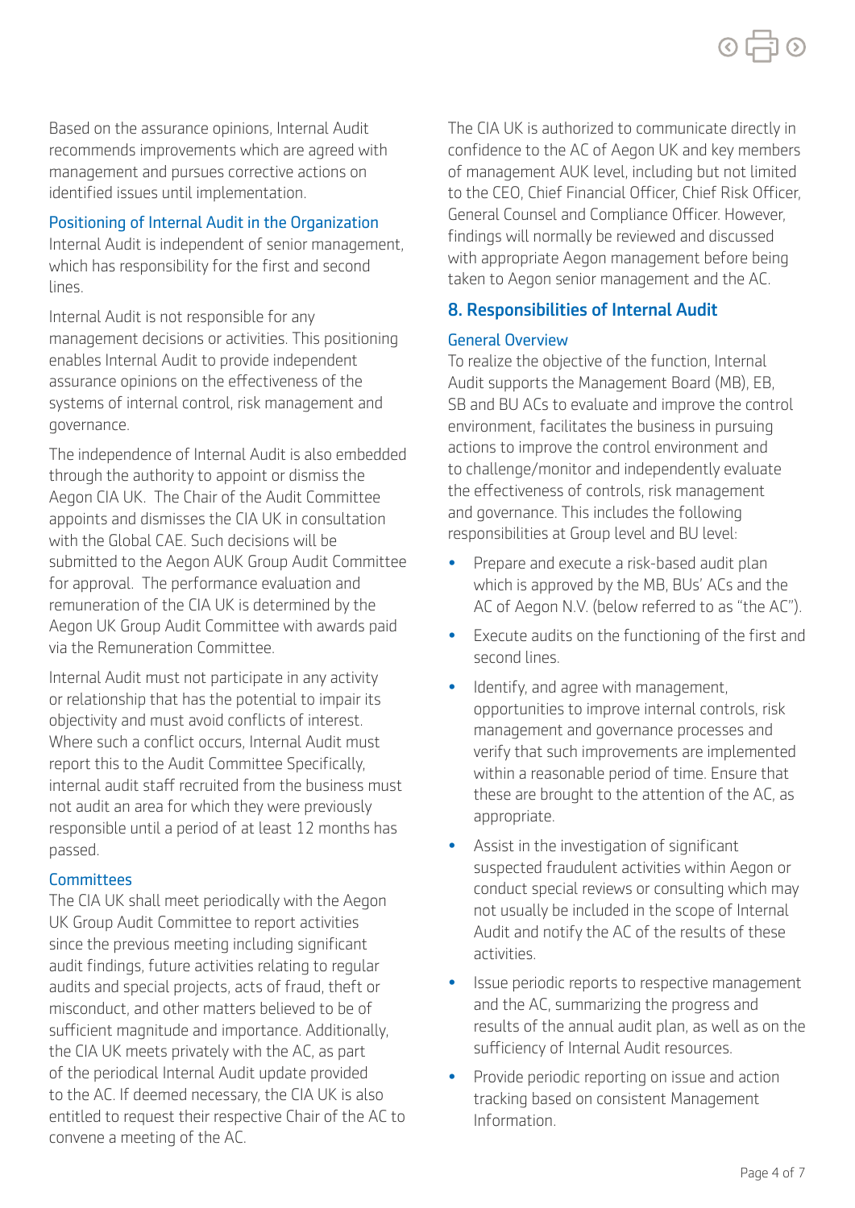Based on the assurance opinions, Internal Audit recommends improvements which are agreed with management and pursues corrective actions on identified issues until implementation.

### Positioning of Internal Audit in the Organization

Internal Audit is independent of senior management, which has responsibility for the first and second lines.

Internal Audit is not responsible for any management decisions or activities. This positioning enables Internal Audit to provide independent assurance opinions on the effectiveness of the systems of internal control, risk management and governance.

The independence of Internal Audit is also embedded through the authority to appoint or dismiss the Aegon CIA UK. The Chair of the Audit Committee appoints and dismisses the CIA UK in consultation with the Global CAE. Such decisions will be submitted to the Aegon AUK Group Audit Committee for approval. The performance evaluation and remuneration of the CIA UK is determined by the Aegon UK Group Audit Committee with awards paid via the Remuneration Committee.

Internal Audit must not participate in any activity or relationship that has the potential to impair its objectivity and must avoid conflicts of interest. Where such a conflict occurs, Internal Audit must report this to the Audit Committee Specifically, internal audit staff recruited from the business must not audit an area for which they were previously responsible until a period of at least 12 months has passed.

### Committees

The CIA UK shall meet periodically with the Aegon UK Group Audit Committee to report activities since the previous meeting including significant audit findings, future activities relating to regular audits and special projects, acts of fraud, theft or misconduct, and other matters believed to be of sufficient magnitude and importance. Additionally, the CIA UK meets privately with the AC, as part of the periodical Internal Audit update provided to the AC. If deemed necessary, the CIA UK is also entitled to request their respective Chair of the AC to convene a meeting of the AC.

The CIA UK is authorized to communicate directly in confidence to the AC of Aegon UK and key members of management AUK level, including but not limited to the CEO, Chief Financial Officer, Chief Risk Officer, General Counsel and Compliance Officer. However, findings will normally be reviewed and discussed with appropriate Aegon management before being taken to Aegon senior management and the AC.

## 8. Responsibilities of Internal Audit

### General Overview

To realize the objective of the function, Internal Audit supports the Management Board (MB), EB, SB and BU ACs to evaluate and improve the control environment, facilitates the business in pursuing actions to improve the control environment and to challenge/monitor and independently evaluate the effectiveness of controls, risk management and governance. This includes the following responsibilities at Group level and BU level:

- Prepare and execute a risk-based audit plan which is approved by the MB, BUs' ACs and the AC of Aegon N.V. (below referred to as "the AC").
- Execute audits on the functioning of the first and second lines.
- Identify, and agree with management, opportunities to improve internal controls, risk management and governance processes and verify that such improvements are implemented within a reasonable period of time. Ensure that these are brought to the attention of the AC, as appropriate.
- Assist in the investigation of significant suspected fraudulent activities within Aegon or conduct special reviews or consulting which may not usually be included in the scope of Internal Audit and notify the AC of the results of these activities.
- Issue periodic reports to respective management and the AC, summarizing the progress and results of the annual audit plan, as well as on the sufficiency of Internal Audit resources.
- Provide periodic reporting on issue and action tracking based on consistent Management Information.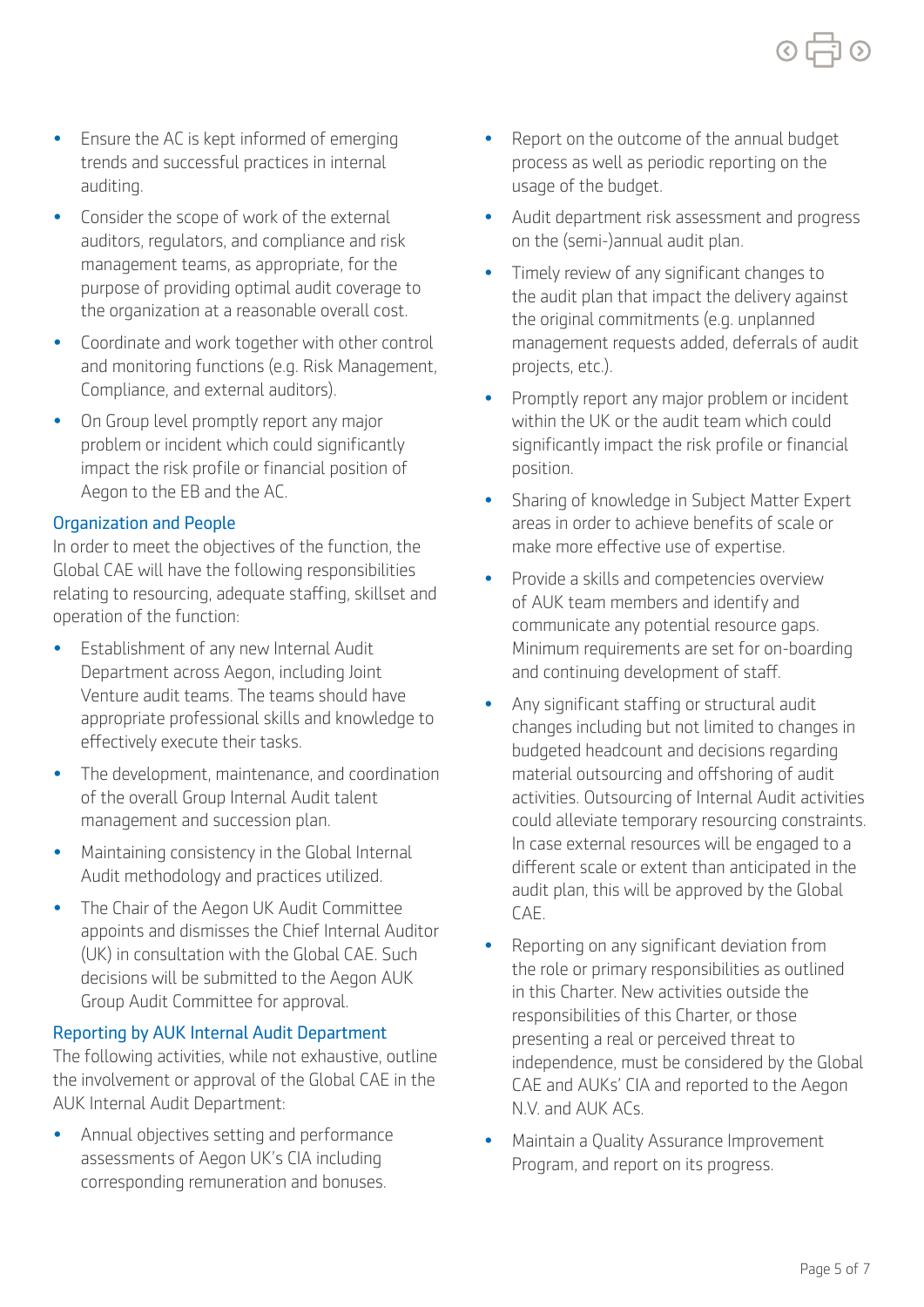- Ensure the AC is kept informed of emerging trends and successful practices in internal auditing.
- Consider the scope of work of the external auditors, regulators, and compliance and risk management teams, as appropriate, for the purpose of providing optimal audit coverage to the organization at a reasonable overall cost.
- Coordinate and work together with other control and monitoring functions (e.g. Risk Management, Compliance, and external auditors).
- On Group level promptly report any major problem or incident which could significantly impact the risk profile or financial position of Aegon to the EB and the AC.

### Organization and People

In order to meet the objectives of the function, the Global CAE will have the following responsibilities relating to resourcing, adequate staffing, skillset and operation of the function:

- Establishment of any new Internal Audit Department across Aegon, including Joint Venture audit teams. The teams should have appropriate professional skills and knowledge to effectively execute their tasks.
- The development, maintenance, and coordination of the overall Group Internal Audit talent management and succession plan.
- Maintaining consistency in the Global Internal Audit methodology and practices utilized.
- The Chair of the Aegon UK Audit Committee appoints and dismisses the Chief Internal Auditor (UK) in consultation with the Global CAE. Such decisions will be submitted to the Aegon AUK Group Audit Committee for approval.

### Reporting by AUK Internal Audit Department

The following activities, while not exhaustive, outline the involvement or approval of the Global CAE in the AUK Internal Audit Department:

- Annual objectives setting and performance assessments of Aegon UK's CIA including corresponding remuneration and bonuses.
- Report on the outcome of the annual budget process as well as periodic reporting on the usage of the budget.
- Audit department risk assessment and progress on the (semi-)annual audit plan.
- Timely review of any significant changes to the audit plan that impact the delivery against the original commitments (e.g. unplanned management requests added, deferrals of audit projects, etc.).
- Promptly report any major problem or incident within the UK or the audit team which could significantly impact the risk profile or financial position.
- Sharing of knowledge in Subject Matter Expert areas in order to achieve benefits of scale or make more effective use of expertise.
- Provide a skills and competencies overview of AUK team members and identify and communicate any potential resource gaps. Minimum requirements are set for on-boarding and continuing development of staff.
- Any significant staffing or structural audit changes including but not limited to changes in budgeted headcount and decisions regarding material outsourcing and offshoring of audit activities. Outsourcing of Internal Audit activities could alleviate temporary resourcing constraints. In case external resources will be engaged to a different scale or extent than anticipated in the audit plan, this will be approved by the Global CAE.
- Reporting on any significant deviation from the role or primary responsibilities as outlined in this Charter. New activities outside the responsibilities of this Charter, or those presenting a real or perceived threat to independence, must be considered by the Global CAE and AUKs' CIA and reported to the Aegon N.V. and AUK ACs.
- Maintain a Quality Assurance Improvement Program, and report on its progress.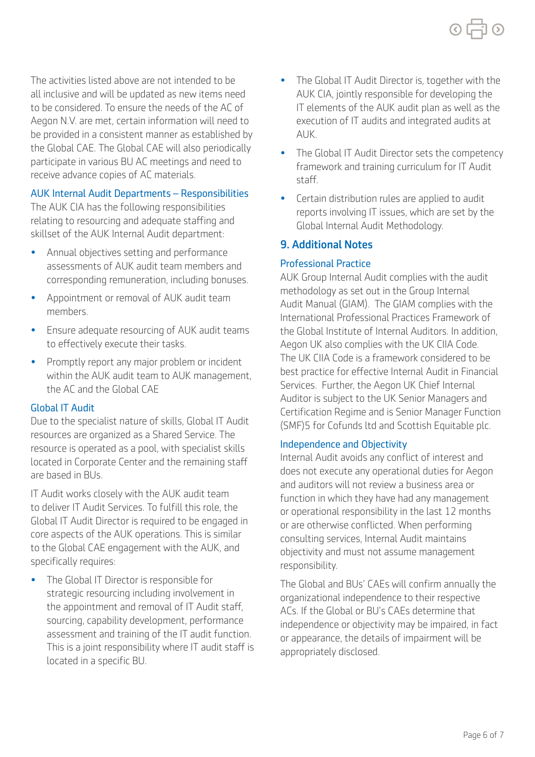The activities listed above are not intended to be all inclusive and will be updated as new items need to be considered. To ensure the needs of the AC of Aegon N.V. are met, certain information will need to be provided in a consistent manner as established by the Global CAE. The Global CAE will also periodically participate in various BU AC meetings and need to receive advance copies of AC materials.

### AUK Internal Audit Departments – Responsibilities

The AUK CIA has the following responsibilities relating to resourcing and adequate staffing and skillset of the AUK Internal Audit department:

- Annual objectives setting and performance assessments of AUK audit team members and corresponding remuneration, including bonuses.
- Appointment or removal of AUK audit team members.
- Ensure adequate resourcing of AUK audit teams to effectively execute their tasks.
- Promptly report any major problem or incident within the AUK audit team to AUK management, the AC and the Global CAE

### Global IT Audit

Due to the specialist nature of skills, Global IT Audit resources are organized as a Shared Service. The resource is operated as a pool, with specialist skills located in Corporate Center and the remaining staff are based in BUs.

IT Audit works closely with the AUK audit team to deliver IT Audit Services. To fulfill this role, the Global IT Audit Director is required to be engaged in core aspects of the AUK operations. This is similar to the Global CAE engagement with the AUK, and specifically requires:

- The Global IT Director is responsible for strategic resourcing including involvement in the appointment and removal of IT Audit staff, sourcing, capability development, performance assessment and training of the IT audit function. This is a joint responsibility where IT audit staff is located in a specific BU.
- The Global IT Audit Director is, together with the AUK CIA, jointly responsible for developing the IT elements of the AUK audit plan as well as the execution of IT audits and integrated audits at AUK.
- The Global IT Audit Director sets the competency framework and training curriculum for IT Audit staff.
- Certain distribution rules are applied to audit reports involving IT issues, which are set by the Global Internal Audit Methodology.

## 9. Additional Notes

### Professional Practice

AUK Group Internal Audit complies with the audit methodology as set out in the Group Internal Audit Manual (GIAM). The GIAM complies with the International Professional Practices Framework of the Global Institute of Internal Auditors. In addition, Aegon UK also complies with the UK CIIA Code. The UK CIIA Code is a framework considered to be best practice for effective Internal Audit in Financial Services. Further, the Aegon UK Chief Internal Auditor is subject to the UK Senior Managers and Certification Regime and is Senior Manager Function (SMF)5 for Cofunds ltd and Scottish Equitable plc.

### Independence and Objectivity

Internal Audit avoids any conflict of interest and does not execute any operational duties for Aegon and auditors will not review a business area or function in which they have had any management or operational responsibility in the last 12 months or are otherwise conflicted. When performing consulting services, Internal Audit maintains objectivity and must not assume management responsibility.

The Global and BUs' CAEs will confirm annually the organizational independence to their respective ACs. If the Global or BU's CAEs determine that independence or objectivity may be impaired, in fact or appearance, the details of impairment will be appropriately disclosed.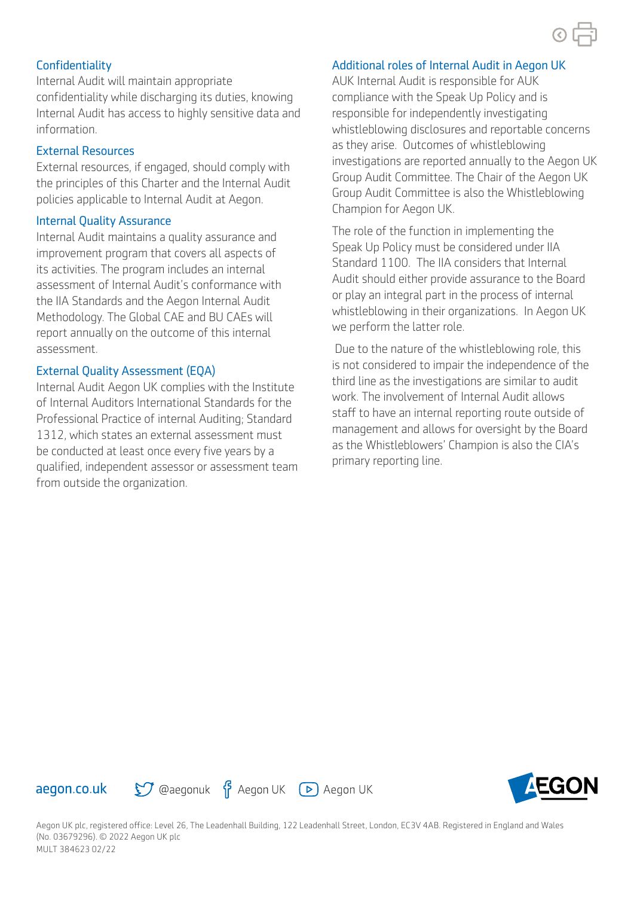### Confidentiality

Internal Audit will maintain appropriate confidentiality while discharging its duties, knowing Internal Audit has access to highly sensitive data and information.

### External Resources

External resources, if engaged, should comply with the principles of this Charter and the Internal Audit policies applicable to Internal Audit at Aegon.

### Internal Quality Assurance

Internal Audit maintains a quality assurance and improvement program that covers all aspects of its activities. The program includes an internal assessment of Internal Audit's conformance with the IIA Standards and the Aegon Internal Audit Methodology. The Global CAE and BU CAEs will report annually on the outcome of this internal assessment.

### External Quality Assessment (EQA)

Internal Audit Aegon UK complies with the Institute of Internal Auditors International Standards for the Professional Practice of internal Auditing; Standard 1312, which states an external assessment must be conducted at least once every five years by a qualified, independent assessor or assessment team from outside the organization.

### Additional roles of Internal Audit in Aegon UK

AUK Internal Audit is responsible for AUK compliance with the Speak Up Policy and is responsible for independently investigating whistleblowing disclosures and reportable concerns as they arise. Outcomes of whistleblowing investigations are reported annually to the Aegon UK Group Audit Committee. The Chair of the Aegon UK Group Audit Committee is also the Whistleblowing Champion for Aegon UK.

The role of the function in implementing the Speak Up Policy must be considered under IIA Standard 1100. The IIA considers that Internal Audit should either provide assurance to the Board or play an integral part in the process of internal whistleblowing in their organizations. In Aegon UK we perform the latter role.

Due to the nature of the whistleblowing role, this is not considered to impair the independence of the third line as the investigations are similar to audit work. The involvement of Internal Audit allows staff to have an internal reporting route outside of management and allows for oversight by the Board as the Whistleblowers' Champion is also the CIA's primary reporting line.

aegon.co.uk @aegonuk Aegon UK Aegon UK

AEGON

Aegon UK plc, registered office: Level 26, The Leadenhall Building, 122 Leadenhall Street, London, EC3V 4AB. Registered in England and Wales (No. 03679296). © 2022 Aegon UK plc
MULT 384623 02/22